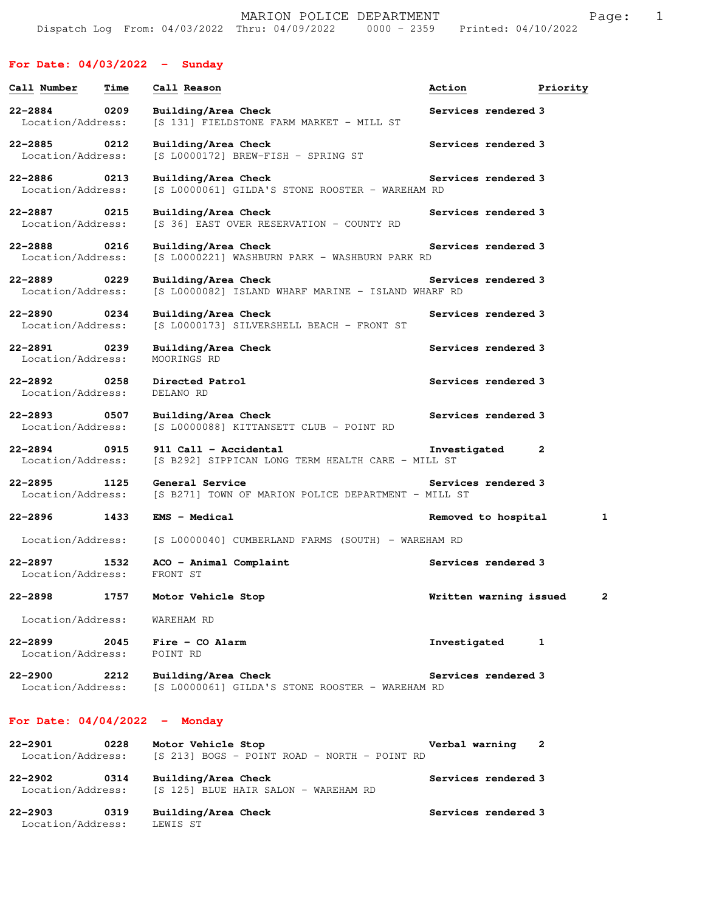# MARION POLICE DEPARTMENT

Dispatch Log From: 04/03/2022 Thru: 04/09/2022 0000 - 2359 Printed: 04/10/2022

## For Date: 04/03/2022 - Sunday

| Call Number | Time | Call Reason | Action | Priority |
|---|---|---|---|---|
| 22-2884 | 0209 | Building/Area Check | Services rendered | 3 |
| Location/Address: | | [S 131] FIELDSTONE FARM MARKET - MILL ST | | |
| 22-2885 | 0212 | Building/Area Check | Services rendered | 3 |
| Location/Address: | | [S L0000172] BREW-FISH - SPRING ST | | |
| 22-2886 | 0213 | Building/Area Check | Services rendered | 3 |
| Location/Address: | | [S L0000061] GILDA'S STONE ROOSTER - WAREHAM RD | | |
| 22-2887 | 0215 | Building/Area Check | Services rendered | 3 |
| Location/Address: | | [S 36] EAST OVER RESERVATION - COUNTY RD | | |
| 22-2888 | 0216 | Building/Area Check | Services rendered | 3 |
| Location/Address: | | [S L0000221] WASHBURN PARK - WASHBURN PARK RD | | |
| 22-2889 | 0229 | Building/Area Check | Services rendered | 3 |
| Location/Address: | | [S L0000082] ISLAND WHARF MARINE - ISLAND WHARF RD | | |
| 22-2890 | 0234 | Building/Area Check | Services rendered | 3 |
| Location/Address: | | [S L0000173] SILVERSHELL BEACH - FRONT ST | | |
| 22-2891 | 0239 | Building/Area Check | Services rendered | 3 |
| Location/Address: | | MOORINGS RD | | |
| 22-2892 | 0258 | Directed Patrol | Services rendered | 3 |
| Location/Address: | | DELANO RD | | |
| 22-2893 | 0507 | Building/Area Check | Services rendered | 3 |
| Location/Address: | | [S L0000088] KITTANSETT CLUB - POINT RD | | |
| 22-2894 | 0915 | 911 Call - Accidental | Investigated | 2 |
| Location/Address: | | [S B292] SIPPICAN LONG TERM HEALTH CARE - MILL ST | | |
| 22-2895 | 1125 | General Service | Services rendered | 3 |
| Location/Address: | | [S B271] TOWN OF MARION POLICE DEPARTMENT - MILL ST | | |
| 22-2896 | 1433 | EMS - Medical | Removed to hospital | 1 |
| Location/Address: | | [S L0000040] CUMBERLAND FARMS (SOUTH) - WAREHAM RD | | |
| 22-2897 | 1532 | ACO - Animal Complaint | Services rendered | 3 |
| Location/Address: | | FRONT ST | | |
| 22-2898 | 1757 | Motor Vehicle Stop | Written warning issued | 2 |
| Location/Address: | | WAREHAM RD | | |
| 22-2899 | 2045 | Fire - CO Alarm | Investigated | 1 |
| Location/Address: | | POINT RD | | |
| 22-2900 | 2212 | Building/Area Check | Services rendered | 3 |
| Location/Address: | | [S L0000061] GILDA'S STONE ROOSTER - WAREHAM RD | | |

## For Date: 04/04/2022 - Monday

| Call Number | Time | Call Reason | Action | Priority |
|---|---|---|---|---|
| 22-2901 | 0228 | Motor Vehicle Stop | Verbal warning | 2 |
| Location/Address: | | [S 213] BOGS - POINT ROAD - NORTH - POINT RD | | |
| 22-2902 | 0314 | Building/Area Check | Services rendered | 3 |
| Location/Address: | | [S 125] BLUE HAIR SALON - WAREHAM RD | | |
| 22-2903 | 0319 | Building/Area Check | Services rendered | 3 |
| Location/Address: | | LEWIS ST | | |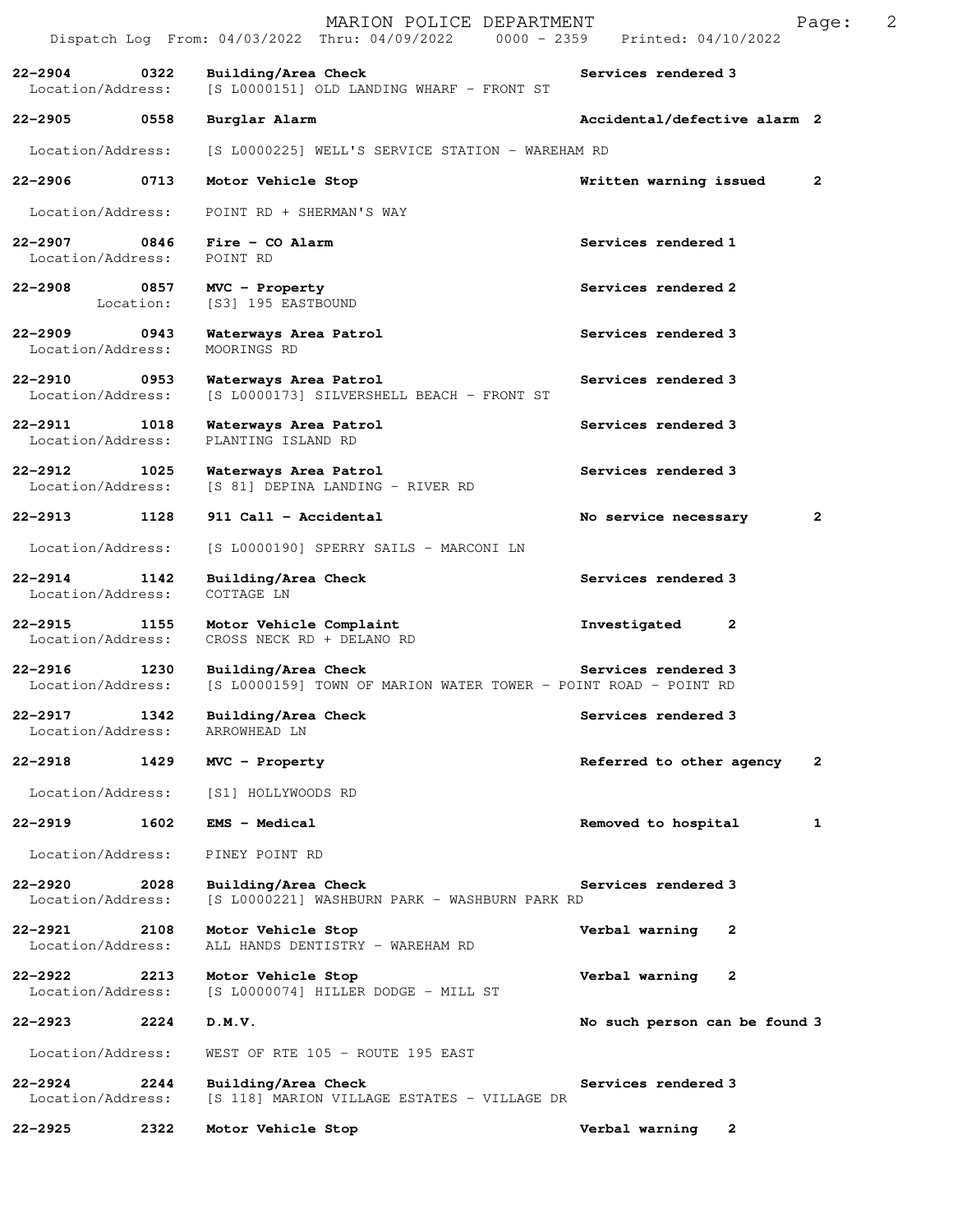MARION POLICE DEPARTMENT

Dispatch Log From: 04/03/2022 Thru: 04/09/2022 0000 - 2359 Printed: 04/10/2022

**22-2904 0322 Building/Area Check** Services rendered 3
Location/Address: [S L0000151] OLD LANDING WHARF - FRONT ST

**22-2905 0558 Burglar Alarm** Accidental/defective alarm 2
Location/Address: [S L0000225] WELL'S SERVICE STATION - WAREHAM RD

**22-2906 0713 Motor Vehicle Stop** Written warning issued 2
Location/Address: POINT RD + SHERMAN'S WAY

**22-2907 0846 Fire - CO Alarm** Services rendered 1
Location/Address: POINT RD

**22-2908 0857 MVC - Property** Services rendered 2
Location: [S3] 195 EASTBOUND

**22-2909 0943 Waterways Area Patrol** Services rendered 3
Location/Address: MOORINGS RD

**22-2910 0953 Waterways Area Patrol** Services rendered 3
Location/Address: [S L0000173] SILVERSHELL BEACH - FRONT ST

**22-2911 1018 Waterways Area Patrol** Services rendered 3
Location/Address: PLANTING ISLAND RD

**22-2912 1025 Waterways Area Patrol** Services rendered 3
Location/Address: [S 81] DEPINA LANDING - RIVER RD

**22-2913 1128 911 Call - Accidental** No service necessary 2
Location/Address: [S L0000190] SPERRY SAILS - MARCONI LN

**22-2914 1142 Building/Area Check** Services rendered 3
Location/Address: COTTAGE LN

**22-2915 1155 Motor Vehicle Complaint** Investigated 2
Location/Address: CROSS NECK RD + DELANO RD

**22-2916 1230 Building/Area Check** Services rendered 3
Location/Address: [S L0000159] TOWN OF MARION WATER TOWER - POINT ROAD - POINT RD

**22-2917 1342 Building/Area Check** Services rendered 3
Location/Address: ARROWHEAD LN

**22-2918 1429 MVC - Property** Referred to other agency 2
Location/Address: [S1] HOLLYWOODS RD

**22-2919 1602 EMS - Medical** Removed to hospital 1
Location/Address: PINEY POINT RD

**22-2920 2028 Building/Area Check** Services rendered 3
Location/Address: [S L0000221] WASHBURN PARK - WASHBURN PARK RD

**22-2921 2108 Motor Vehicle Stop** Verbal warning 2
Location/Address: ALL HANDS DENTISTRY - WAREHAM RD

**22-2922 2213 Motor Vehicle Stop** Verbal warning 2
Location/Address: [S L0000074] HILLER DODGE - MILL ST

**22-2923 2224 D.M.V.** No such person can be found 3
Location/Address: WEST OF RTE 105 - ROUTE 195 EAST

**22-2924 2244 Building/Area Check** Services rendered 3
Location/Address: [S 118] MARION VILLAGE ESTATES - VILLAGE DR

**22-2925 2322 Motor Vehicle Stop** Verbal warning 2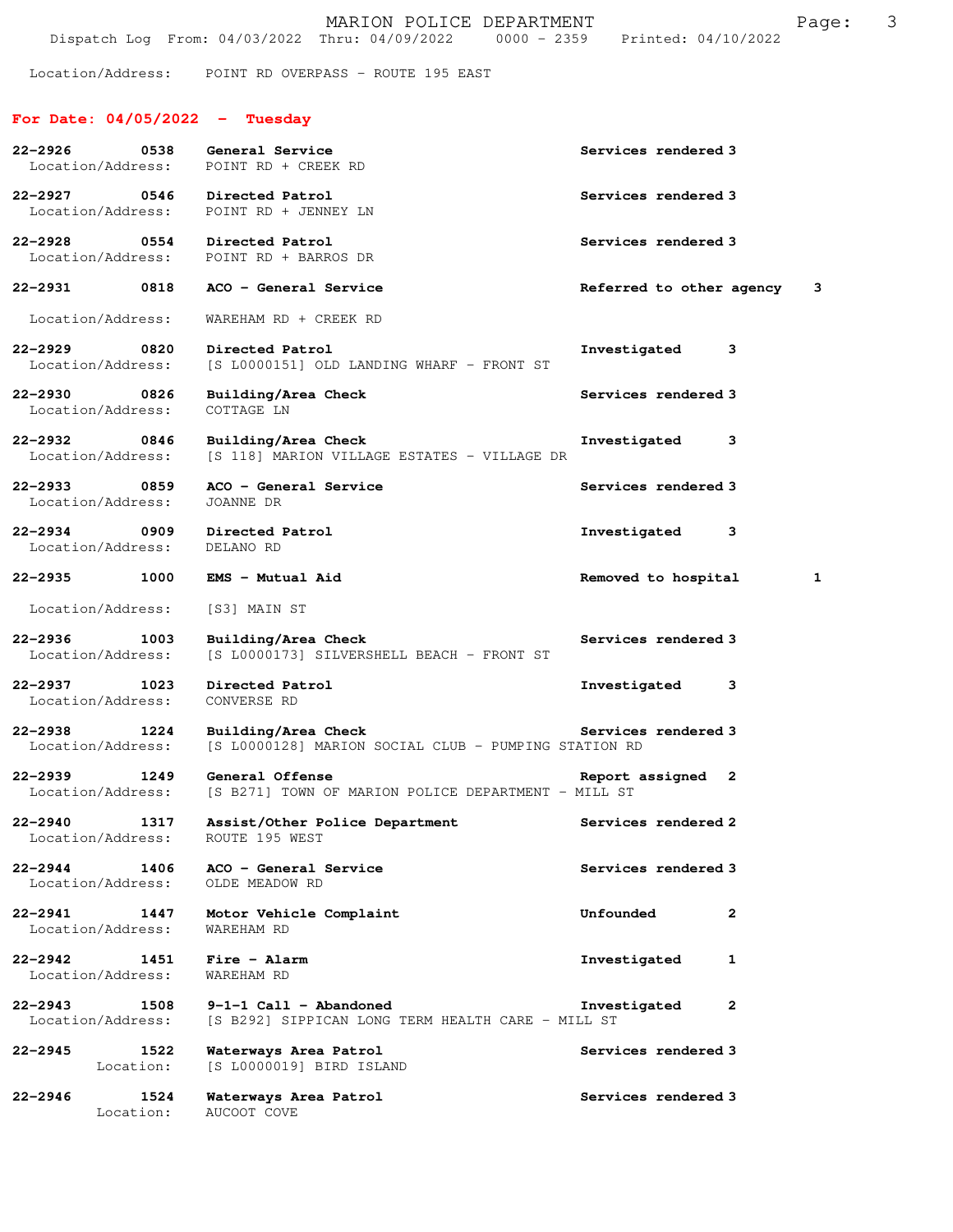Location/Address: POINT RD OVERPASS - ROUTE 195 EAST

## For Date: 04/05/2022 - Tuesday

| Call # | Time | Call Type / Location | Action | Priority |
|---|---|---|---|---|
| 22-2926 | 0538 | **General Service**<br>Location/Address: POINT RD + CREEK RD | Services rendered | 3 |
| 22-2927 | 0546 | **Directed Patrol**<br>Location/Address: POINT RD + JENNEY LN | Services rendered | 3 |
| 22-2928 | 0554 | **Directed Patrol**<br>Location/Address: POINT RD + BARROS DR | Services rendered | 3 |
| 22-2931 | 0818 | **ACO - General Service**<br>Location/Address: WAREHAM RD + CREEK RD | Referred to other agency | 3 |
| 22-2929 | 0820 | **Directed Patrol**<br>Location/Address: [S L0000151] OLD LANDING WHARF - FRONT ST | Investigated | 3 |
| 22-2930 | 0826 | **Building/Area Check**<br>Location/Address: COTTAGE LN | Services rendered | 3 |
| 22-2932 | 0846 | **Building/Area Check**<br>Location/Address: [S 118] MARION VILLAGE ESTATES - VILLAGE DR | Investigated | 3 |
| 22-2933 | 0859 | **ACO - General Service**<br>Location/Address: JOANNE DR | Services rendered | 3 |
| 22-2934 | 0909 | **Directed Patrol**<br>Location/Address: DELANO RD | Investigated | 3 |
| 22-2935 | 1000 | **EMS - Mutual Aid**<br>Location/Address: [S3] MAIN ST | Removed to hospital | 1 |
| 22-2936 | 1003 | **Building/Area Check**<br>Location/Address: [S L0000173] SILVERSHELL BEACH - FRONT ST | Services rendered | 3 |
| 22-2937 | 1023 | **Directed Patrol**<br>Location/Address: CONVERSE RD | Investigated | 3 |
| 22-2938 | 1224 | **Building/Area Check**<br>Location/Address: [S L0000128] MARION SOCIAL CLUB - PUMPING STATION RD | Services rendered | 3 |
| 22-2939 | 1249 | **General Offense**<br>Location/Address: [S B271] TOWN OF MARION POLICE DEPARTMENT - MILL ST | Report assigned | 2 |
| 22-2940 | 1317 | **Assist/Other Police Department**<br>Location/Address: ROUTE 195 WEST | Services rendered | 2 |
| 22-2944 | 1406 | **ACO - General Service**<br>Location/Address: OLDE MEADOW RD | Services rendered | 3 |
| 22-2941 | 1447 | **Motor Vehicle Complaint**<br>Location/Address: WAREHAM RD | Unfounded | 2 |
| 22-2942 | 1451 | **Fire - Alarm**<br>Location/Address: WAREHAM RD | Investigated | 1 |
| 22-2943 | 1508 | **9-1-1 Call - Abandoned**<br>Location/Address: [S B292] SIPPICAN LONG TERM HEALTH CARE - MILL ST | Investigated | 2 |
| 22-2945 | 1522 | **Waterways Area Patrol**<br>Location: [S L0000019] BIRD ISLAND | Services rendered | 3 |
| 22-2946 | 1524 | **Waterways Area Patrol**<br>Location: AUCOOT COVE | Services rendered | 3 |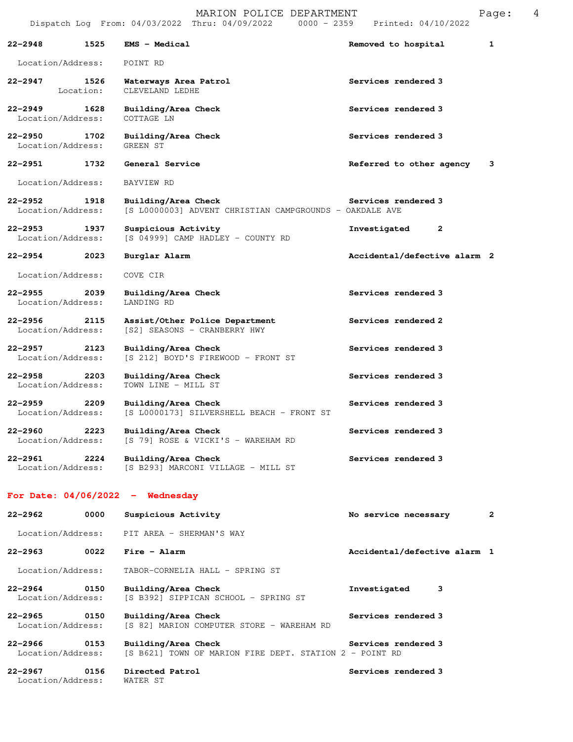**22-2948 1525 EMS - Medical** — Removed to hospital 1
Location/Address: POINT RD

**22-2947 1526 Waterways Area Patrol** — Services rendered 3
Location: CLEVELAND LEDHE

**22-2949 1628 Building/Area Check** — Services rendered 3
Location/Address: COTTAGE LN

**22-2950 1702 Building/Area Check** — Services rendered 3
Location/Address: GREEN ST

**22-2951 1732 General Service** — Referred to other agency 3
Location/Address: BAYVIEW RD

**22-2952 1918 Building/Area Check** — Services rendered 3
Location/Address: [S L0000003] ADVENT CHRISTIAN CAMPGROUNDS - OAKDALE AVE

**22-2953 1937 Suspicious Activity** — Investigated 2
Location/Address: [S 04999] CAMP HADLEY - COUNTY RD

**22-2954 2023 Burglar Alarm** — Accidental/defective alarm 2
Location/Address: COVE CIR

**22-2955 2039 Building/Area Check** — Services rendered 3
Location/Address: LANDING RD

**22-2956 2115 Assist/Other Police Department** — Services rendered 2
Location/Address: [S2] SEASONS - CRANBERRY HWY

**22-2957 2123 Building/Area Check** — Services rendered 3
Location/Address: [S 212] BOYD'S FIREWOOD - FRONT ST

**22-2958 2203 Building/Area Check** — Services rendered 3
Location/Address: TOWN LINE - MILL ST

**22-2959 2209 Building/Area Check** — Services rendered 3
Location/Address: [S L0000173] SILVERSHELL BEACH - FRONT ST

**22-2960 2223 Building/Area Check** — Services rendered 3
Location/Address: [S 79] ROSE & VICKI'S - WAREHAM RD

**22-2961 2224 Building/Area Check** — Services rendered 3
Location/Address: [S B293] MARCONI VILLAGE - MILL ST

## For Date: 04/06/2022 - Wednesday

**22-2962 0000 Suspicious Activity** — No service necessary 2
Location/Address: PIT AREA - SHERMAN'S WAY

**22-2963 0022 Fire - Alarm** — Accidental/defective alarm 1
Location/Address: TABOR-CORNELIA HALL - SPRING ST

**22-2964 0150 Building/Area Check** — Investigated 3
Location/Address: [S B392] SIPPICAN SCHOOL - SPRING ST

**22-2965 0150 Building/Area Check** — Services rendered 3
Location/Address: [S 82] MARION COMPUTER STORE - WAREHAM RD

**22-2966 0153 Building/Area Check** — Services rendered 3
Location/Address: [S B621] TOWN OF MARION FIRE DEPT. STATION 2 - POINT RD

**22-2967 0156 Directed Patrol** — Services rendered 3
Location/Address: WATER ST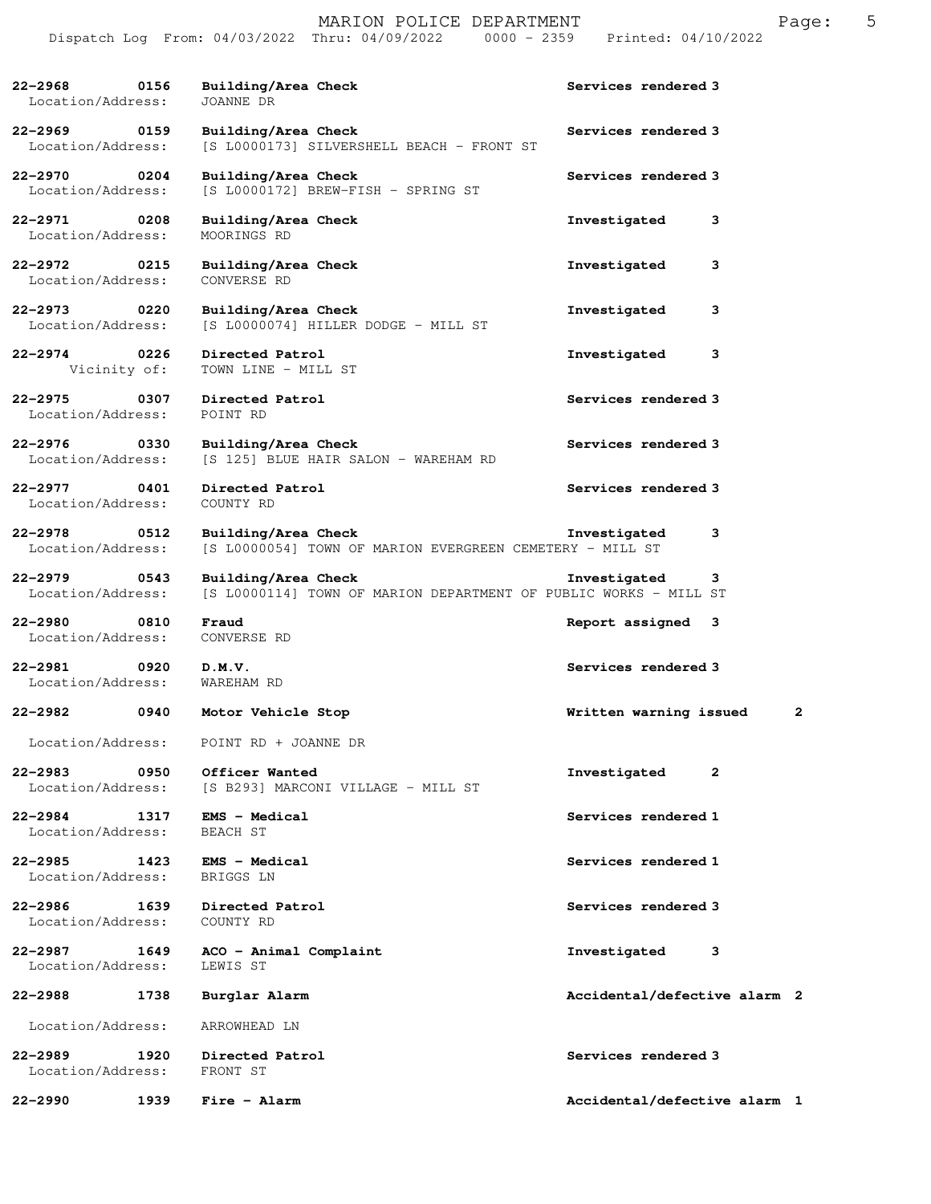| Call # | Time | Call Type | Disposition | Priority |
|---|---|---|---|---|
| 22-2968 | 0156 | Building/Area Check | Services rendered | 3 |
| Location/Address: | | JOANNE DR | | |
| 22-2969 | 0159 | Building/Area Check | Services rendered | 3 |
| Location/Address: | | [S L0000173] SILVERSHELL BEACH - FRONT ST | | |
| 22-2970 | 0204 | Building/Area Check | Services rendered | 3 |
| Location/Address: | | [S L0000172] BREW-FISH - SPRING ST | | |
| 22-2971 | 0208 | Building/Area Check | Investigated | 3 |
| Location/Address: | | MOORINGS RD | | |
| 22-2972 | 0215 | Building/Area Check | Investigated | 3 |
| Location/Address: | | CONVERSE RD | | |
| 22-2973 | 0220 | Building/Area Check | Investigated | 3 |
| Location/Address: | | [S L0000074] HILLER DODGE - MILL ST | | |
| 22-2974 | 0226 | Directed Patrol | Investigated | 3 |
| Vicinity of: | | TOWN LINE - MILL ST | | |
| 22-2975 | 0307 | Directed Patrol | Services rendered | 3 |
| Location/Address: | | POINT RD | | |
| 22-2976 | 0330 | Building/Area Check | Services rendered | 3 |
| Location/Address: | | [S 125] BLUE HAIR SALON - WAREHAM RD | | |
| 22-2977 | 0401 | Directed Patrol | Services rendered | 3 |
| Location/Address: | | COUNTY RD | | |
| 22-2978 | 0512 | Building/Area Check | Investigated | 3 |
| Location/Address: | | [S L0000054] TOWN OF MARION EVERGREEN CEMETERY - MILL ST | | |
| 22-2979 | 0543 | Building/Area Check | Investigated | 3 |
| Location/Address: | | [S L0000114] TOWN OF MARION DEPARTMENT OF PUBLIC WORKS - MILL ST | | |
| 22-2980 | 0810 | Fraud | Report assigned | 3 |
| Location/Address: | | CONVERSE RD | | |
| 22-2981 | 0920 | D.M.V. | Services rendered | 3 |
| Location/Address: | | WAREHAM RD | | |
| 22-2982 | 0940 | Motor Vehicle Stop | Written warning issued | 2 |
| Location/Address: | | POINT RD + JOANNE DR | | |
| 22-2983 | 0950 | Officer Wanted | Investigated | 2 |
| Location/Address: | | [S B293] MARCONI VILLAGE - MILL ST | | |
| 22-2984 | 1317 | EMS - Medical | Services rendered | 1 |
| Location/Address: | | BEACH ST | | |
| 22-2985 | 1423 | EMS - Medical | Services rendered | 1 |
| Location/Address: | | BRIGGS LN | | |
| 22-2986 | 1639 | Directed Patrol | Services rendered | 3 |
| Location/Address: | | COUNTY RD | | |
| 22-2987 | 1649 | ACO - Animal Complaint | Investigated | 3 |
| Location/Address: | | LEWIS ST | | |
| 22-2988 | 1738 | Burglar Alarm | Accidental/defective alarm | 2 |
| Location/Address: | | ARROWHEAD LN | | |
| 22-2989 | 1920 | Directed Patrol | Services rendered | 3 |
| Location/Address: | | FRONT ST | | |
| 22-2990 | 1939 | Fire - Alarm | Accidental/defective alarm | 1 |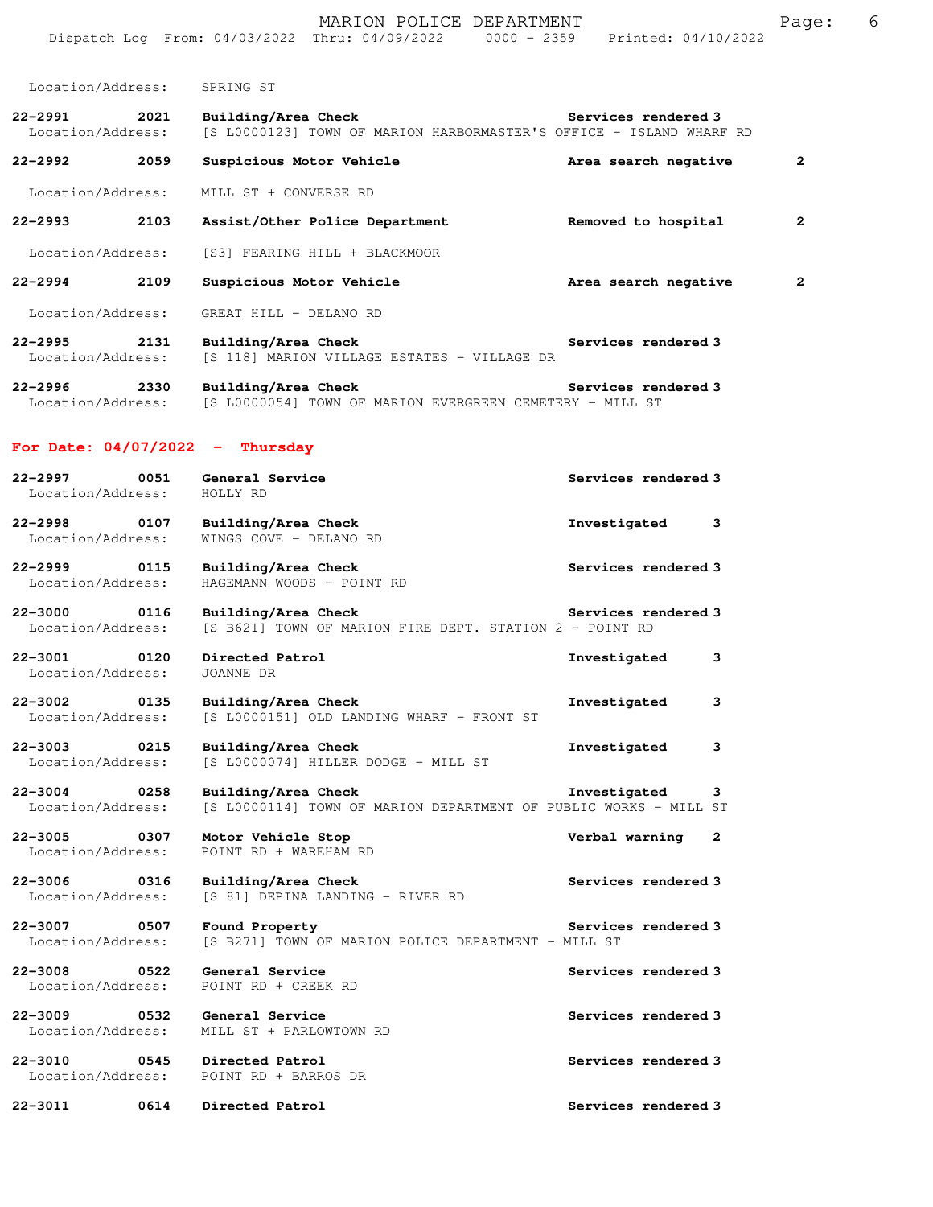Location/Address: SPRING ST

**22-2991 2021 Building/Area Check** Services rendered 3
Location/Address: [S L0000123] TOWN OF MARION HARBORMASTER'S OFFICE - ISLAND WHARF RD

**22-2992 2059 Suspicious Motor Vehicle** **Area search negative** **2**
Location/Address: MILL ST + CONVERSE RD

**22-2993 2103 Assist/Other Police Department** **Removed to hospital** **2**
Location/Address: [S3] FEARING HILL + BLACKMOOR

**22-2994 2109 Suspicious Motor Vehicle** **Area search negative** **2**
Location/Address: GREAT HILL - DELANO RD

**22-2995 2131 Building/Area Check** Services rendered 3
Location/Address: [S 118] MARION VILLAGE ESTATES - VILLAGE DR

**22-2996 2330 Building/Area Check** Services rendered 3
Location/Address: [S L0000054] TOWN OF MARION EVERGREEN CEMETERY - MILL ST

## For Date: 04/07/2022 - Thursday

**22-2997 0051 General Service** Services rendered 3
Location/Address: HOLLY RD

**22-2998 0107 Building/Area Check** Investigated 3
Location/Address: WINGS COVE - DELANO RD

**22-2999 0115 Building/Area Check** Services rendered 3
Location/Address: HAGEMANN WOODS - POINT RD

**22-3000 0116 Building/Area Check** Services rendered 3
Location/Address: [S B621] TOWN OF MARION FIRE DEPT. STATION 2 - POINT RD

**22-3001 0120 Directed Patrol** Investigated 3
Location/Address: JOANNE DR

**22-3002 0135 Building/Area Check** Investigated 3
Location/Address: [S L0000151] OLD LANDING WHARF - FRONT ST

**22-3003 0215 Building/Area Check** Investigated 3
Location/Address: [S L0000074] HILLER DODGE - MILL ST

**22-3004 0258 Building/Area Check** Investigated 3
Location/Address: [S L0000114] TOWN OF MARION DEPARTMENT OF PUBLIC WORKS - MILL ST

**22-3005 0307 Motor Vehicle Stop** Verbal warning 2
Location/Address: POINT RD + WAREHAM RD

**22-3006 0316 Building/Area Check** Services rendered 3
Location/Address: [S 81] DEPINA LANDING - RIVER RD

**22-3007 0507 Found Property** Services rendered 3
Location/Address: [S B271] TOWN OF MARION POLICE DEPARTMENT - MILL ST

**22-3008 0522 General Service** Services rendered 3
Location/Address: POINT RD + CREEK RD

**22-3009 0532 General Service** Services rendered 3
Location/Address: MILL ST + PARLOWTOWN RD

**22-3010 0545 Directed Patrol** Services rendered 3
Location/Address: POINT RD + BARROS DR

**22-3011 0614 Directed Patrol** Services rendered 3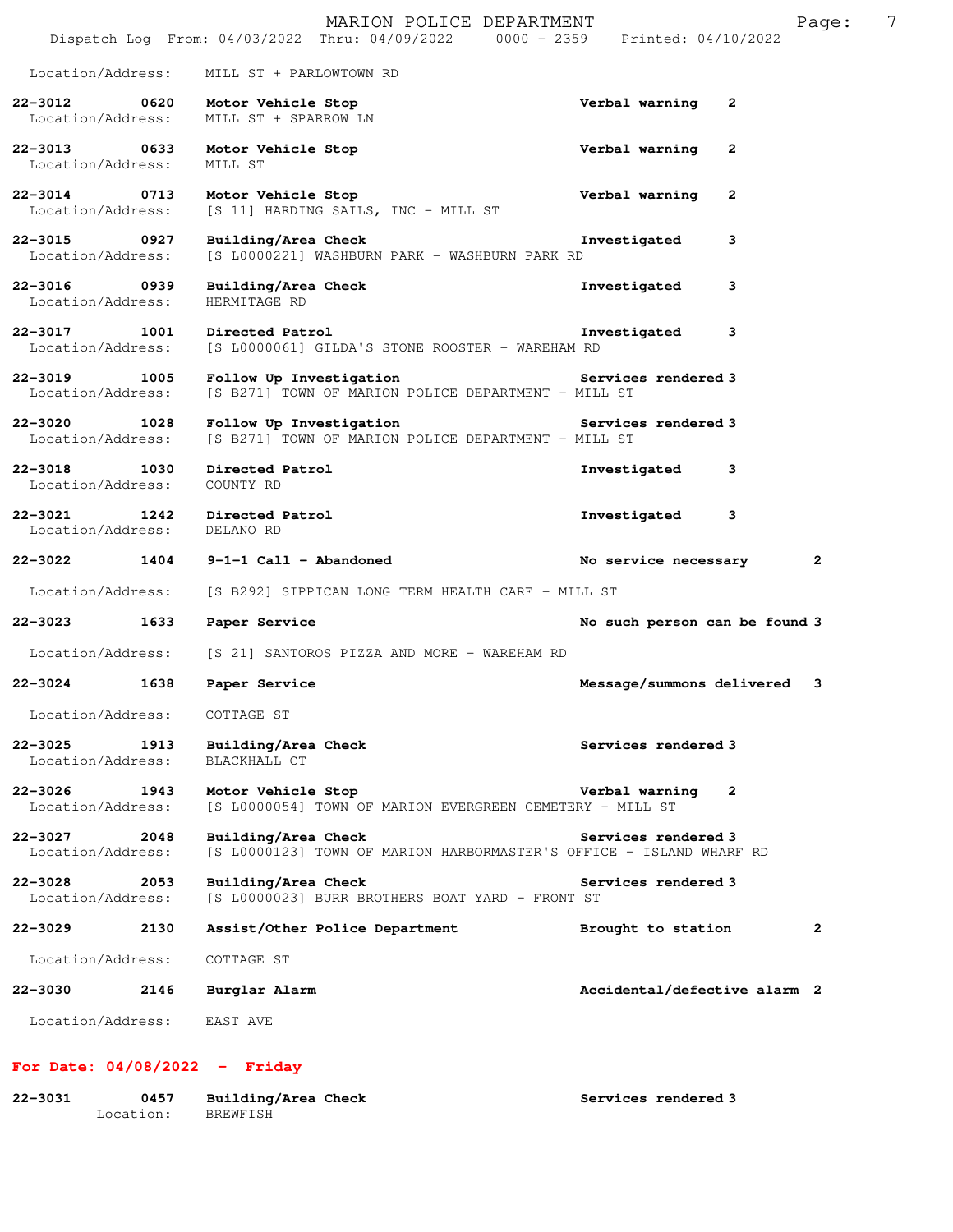Location/Address: MILL ST + PARLOWTOWN RD

**22-3012 0620 Motor Vehicle Stop** — **Verbal warning 2**
Location/Address: MILL ST + SPARROW LN

**22-3013 0633 Motor Vehicle Stop** — **Verbal warning 2**
Location/Address: MILL ST

**22-3014 0713 Motor Vehicle Stop** — **Verbal warning 2**
Location/Address: [S 11] HARDING SAILS, INC - MILL ST

**22-3015 0927 Building/Area Check** — **Investigated 3**
Location/Address: [S L0000221] WASHBURN PARK - WASHBURN PARK RD

**22-3016 0939 Building/Area Check** — **Investigated 3**
Location/Address: HERMITAGE RD

**22-3017 1001 Directed Patrol** — **Investigated 3**
Location/Address: [S L0000061] GILDA'S STONE ROOSTER - WAREHAM RD

**22-3019 1005 Follow Up Investigation** — **Services rendered 3**
Location/Address: [S B271] TOWN OF MARION POLICE DEPARTMENT - MILL ST

**22-3020 1028 Follow Up Investigation** — **Services rendered 3**
Location/Address: [S B271] TOWN OF MARION POLICE DEPARTMENT - MILL ST

**22-3018 1030 Directed Patrol** — **Investigated 3**
Location/Address: COUNTY RD

**22-3021 1242 Directed Patrol** — **Investigated 3**
Location/Address: DELANO RD

**22-3022 1404 9-1-1 Call - Abandoned** — **No service necessary 2**
Location/Address: [S B292] SIPPICAN LONG TERM HEALTH CARE - MILL ST

**22-3023 1633 Paper Service** — **No such person can be found 3**
Location/Address: [S 21] SANTOROS PIZZA AND MORE - WAREHAM RD

**22-3024 1638 Paper Service** — **Message/summons delivered 3**
Location/Address: COTTAGE ST

**22-3025 1913 Building/Area Check** — **Services rendered 3**
Location/Address: BLACKHALL CT

**22-3026 1943 Motor Vehicle Stop** — **Verbal warning 2**
Location/Address: [S L0000054] TOWN OF MARION EVERGREEN CEMETERY - MILL ST

**22-3027 2048 Building/Area Check** — **Services rendered 3**
Location/Address: [S L0000123] TOWN OF MARION HARBORMASTER'S OFFICE - ISLAND WHARF RD

**22-3028 2053 Building/Area Check** — **Services rendered 3**
Location/Address: [S L0000023] BURR BROTHERS BOAT YARD - FRONT ST

**22-3029 2130 Assist/Other Police Department** — **Brought to station 2**
Location/Address: COTTAGE ST

**22-3030 2146 Burglar Alarm** — **Accidental/defective alarm 2**
Location/Address: EAST AVE

## For Date: 04/08/2022 - Friday

**22-3031 0457 Building/Area Check** — **Services rendered 3**
Location: BREWFISH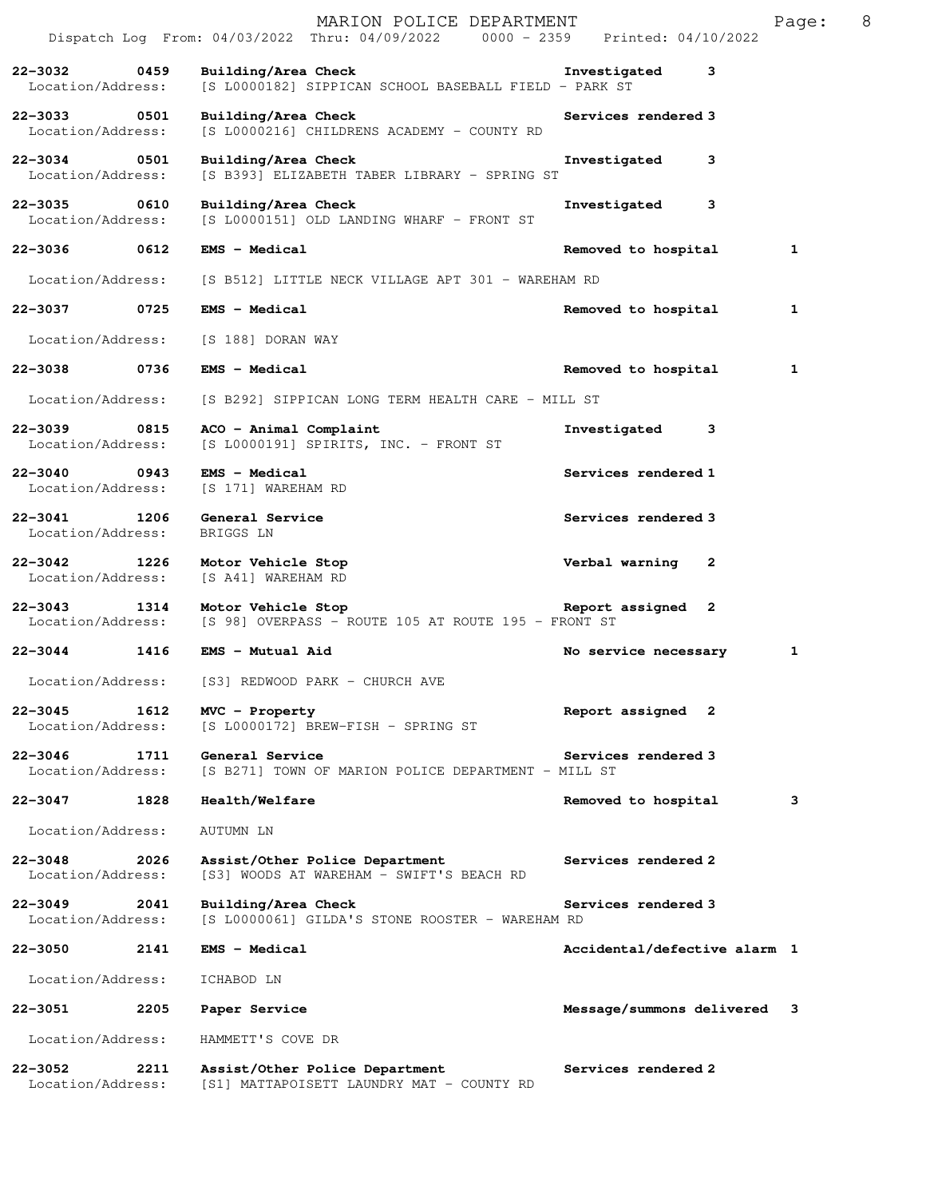| Call # | Time | Call Type | Action | Priority |
|---|---|---|---|---|
| 22-3032 | 0459 | Building/Area Check | Investigated | 3 |
| Location/Address: | | [S L0000182] SIPPICAN SCHOOL BASEBALL FIELD - PARK ST | | |
| 22-3033 | 0501 | Building/Area Check | Services rendered | 3 |
| Location/Address: | | [S L0000216] CHILDRENS ACADEMY - COUNTY RD | | |
| 22-3034 | 0501 | Building/Area Check | Investigated | 3 |
| Location/Address: | | [S B393] ELIZABETH TABER LIBRARY - SPRING ST | | |
| 22-3035 | 0610 | Building/Area Check | Investigated | 3 |
| Location/Address: | | [S L0000151] OLD LANDING WHARF - FRONT ST | | |
| 22-3036 | 0612 | EMS - Medical | Removed to hospital | 1 |
| Location/Address: | | [S B512] LITTLE NECK VILLAGE APT 301 - WAREHAM RD | | |
| 22-3037 | 0725 | EMS - Medical | Removed to hospital | 1 |
| Location/Address: | | [S 188] DORAN WAY | | |
| 22-3038 | 0736 | EMS - Medical | Removed to hospital | 1 |
| Location/Address: | | [S B292] SIPPICAN LONG TERM HEALTH CARE - MILL ST | | |
| 22-3039 | 0815 | ACO - Animal Complaint | Investigated | 3 |
| Location/Address: | | [S L0000191] SPIRITS, INC. - FRONT ST | | |
| 22-3040 | 0943 | EMS - Medical | Services rendered | 1 |
| Location/Address: | | [S 171] WAREHAM RD | | |
| 22-3041 | 1206 | General Service | Services rendered | 3 |
| Location/Address: | | BRIGGS LN | | |
| 22-3042 | 1226 | Motor Vehicle Stop | Verbal warning | 2 |
| Location/Address: | | [S A41] WAREHAM RD | | |
| 22-3043 | 1314 | Motor Vehicle Stop | Report assigned | 2 |
| Location/Address: | | [S 98] OVERPASS - ROUTE 105 AT ROUTE 195 - FRONT ST | | |
| 22-3044 | 1416 | EMS - Mutual Aid | No service necessary | 1 |
| Location/Address: | | [S3] REDWOOD PARK - CHURCH AVE | | |
| 22-3045 | 1612 | MVC - Property | Report assigned | 2 |
| Location/Address: | | [S L0000172] BREW-FISH - SPRING ST | | |
| 22-3046 | 1711 | General Service | Services rendered | 3 |
| Location/Address: | | [S B271] TOWN OF MARION POLICE DEPARTMENT - MILL ST | | |
| 22-3047 | 1828 | Health/Welfare | Removed to hospital | 3 |
| Location/Address: | | AUTUMN LN | | |
| 22-3048 | 2026 | Assist/Other Police Department | Services rendered | 2 |
| Location/Address: | | [S3] WOODS AT WAREHAM - SWIFT'S BEACH RD | | |
| 22-3049 | 2041 | Building/Area Check | Services rendered | 3 |
| Location/Address: | | [S L0000061] GILDA'S STONE ROOSTER - WAREHAM RD | | |
| 22-3050 | 2141 | EMS - Medical | Accidental/defective alarm | 1 |
| Location/Address: | | ICHABOD LN | | |
| 22-3051 | 2205 | Paper Service | Message/summons delivered | 3 |
| Location/Address: | | HAMMETT'S COVE DR | | |
| 22-3052 | 2211 | Assist/Other Police Department | Services rendered | 2 |
| Location/Address: | | [S1] MATTAPOISETT LAUNDRY MAT - COUNTY RD | | |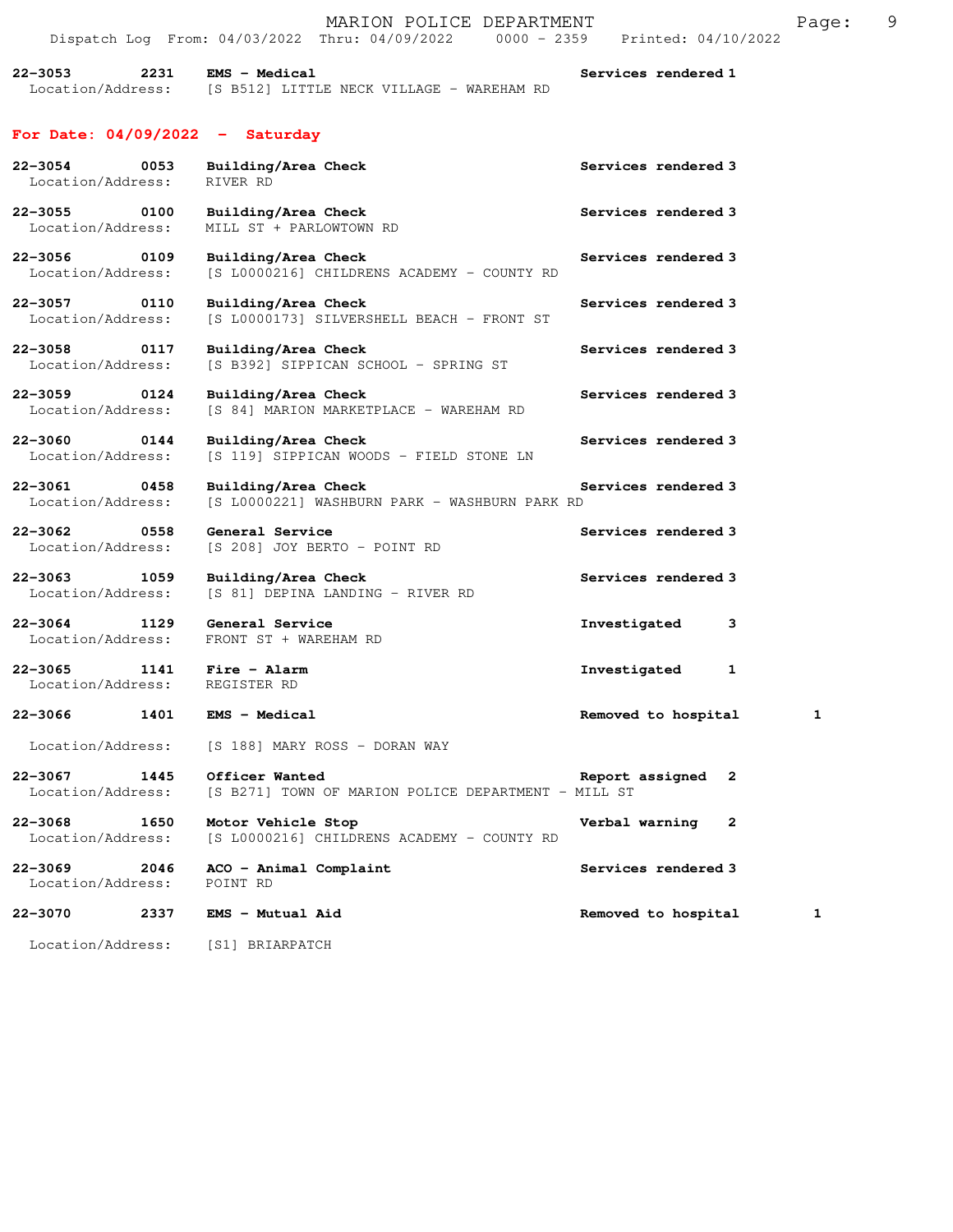22-3053 2231 **EMS - Medical** Services rendered 1
Location/Address: [S B512] LITTLE NECK VILLAGE - WAREHAM RD

## For Date: 04/09/2022 - Saturday

22-3054 0053 **Building/Area Check** Services rendered 3
Location/Address: RIVER RD

22-3055 0100 **Building/Area Check** Services rendered 3
Location/Address: MILL ST + PARLOWTOWN RD

22-3056 0109 **Building/Area Check** Services rendered 3
Location/Address: [S L0000216] CHILDRENS ACADEMY - COUNTY RD

22-3057 0110 **Building/Area Check** Services rendered 3
Location/Address: [S L0000173] SILVERSHELL BEACH - FRONT ST

22-3058 0117 **Building/Area Check** Services rendered 3
Location/Address: [S B392] SIPPICAN SCHOOL - SPRING ST

22-3059 0124 **Building/Area Check** Services rendered 3
Location/Address: [S 84] MARION MARKETPLACE - WAREHAM RD

22-3060 0144 **Building/Area Check** Services rendered 3
Location/Address: [S 119] SIPPICAN WOODS - FIELD STONE LN

22-3061 0458 **Building/Area Check** Services rendered 3
Location/Address: [S L0000221] WASHBURN PARK - WASHBURN PARK RD

22-3062 0558 **General Service** Services rendered 3
Location/Address: [S 208] JOY BERTO - POINT RD

22-3063 1059 **Building/Area Check** Services rendered 3
Location/Address: [S 81] DEPINA LANDING - RIVER RD

22-3064 1129 **General Service** Investigated 3
Location/Address: FRONT ST + WAREHAM RD

22-3065 1141 **Fire - Alarm** Investigated 1
Location/Address: REGISTER RD

22-3066 1401 **EMS - Medical** Removed to hospital 1
Location/Address: [S 188] MARY ROSS - DORAN WAY

22-3067 1445 **Officer Wanted** Report assigned 2
Location/Address: [S B271] TOWN OF MARION POLICE DEPARTMENT - MILL ST

22-3068 1650 **Motor Vehicle Stop** Verbal warning 2
Location/Address: [S L0000216] CHILDRENS ACADEMY - COUNTY RD

22-3069 2046 **ACO - Animal Complaint** Services rendered 3
Location/Address: POINT RD

22-3070 2337 **EMS - Mutual Aid** Removed to hospital 1
Location/Address: [S1] BRIARPATCH